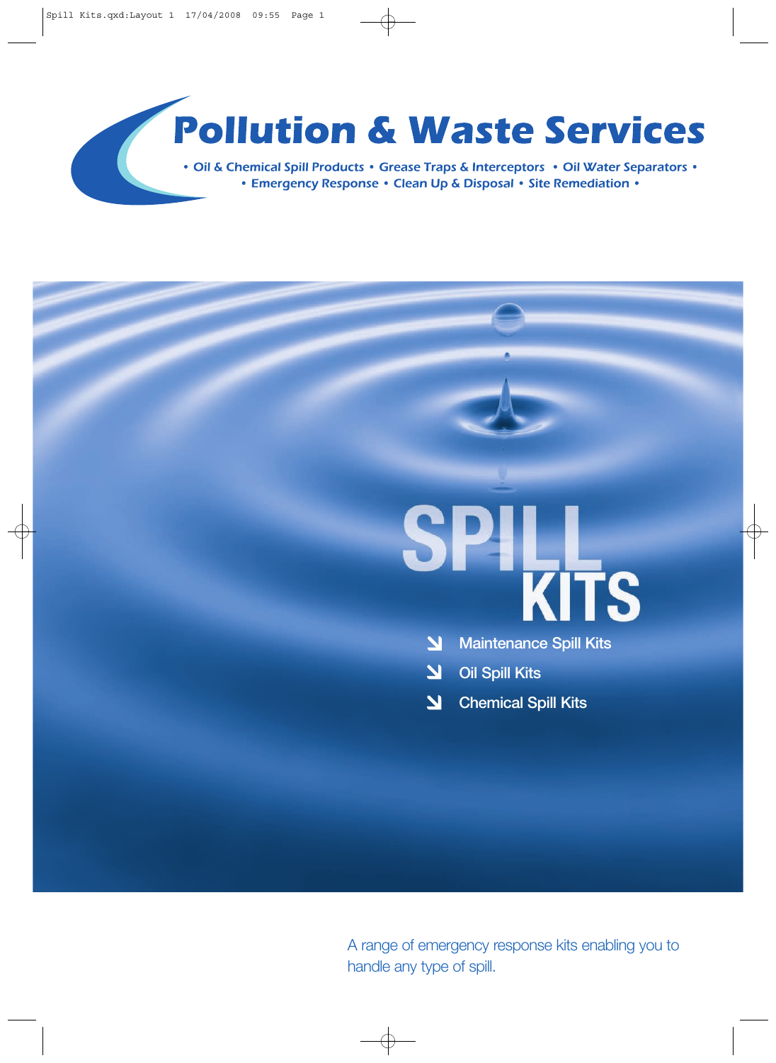# Pollution & Waste Services

• Oil & Chemical Spill Products • Grease Traps & Interceptors • Oil Water Separators •
• Emergency Response • Clean Up & Disposal • Site Remediation •

# SPILL KITS

- Maintenance Spill Kits
- Oil Spill Kits
- Chemical Spill Kits

A range of emergency response kits enabling you to handle any type of spill.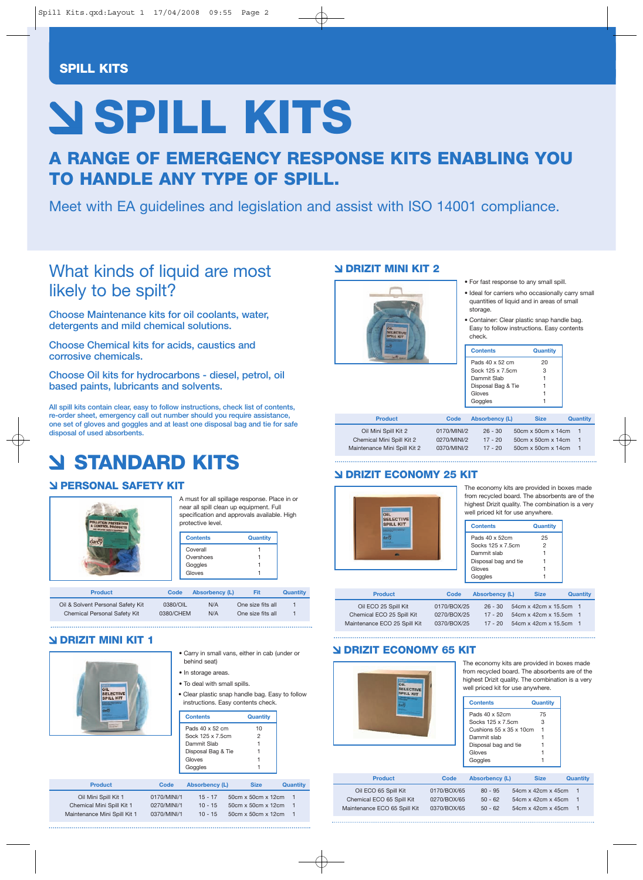# SPILL KITS

## A RANGE OF EMERGENCY RESPONSE KITS ENABLING YOU TO HANDLE ANY TYPE OF SPILL.

Meet with EA guidelines and legislation and assist with ISO 14001 compliance.

## What kinds of liquid are most likely to be spilt?

Choose Maintenance kits for oil coolants, water, detergents and mild chemical solutions.

Choose Chemical kits for acids, caustics and corrosive chemicals.

Choose Oil kits for hydrocarbons - diesel, petrol, oil based paints, lubricants and solvents.

All spill kits contain clear, easy to follow instructions, check list of contents, re-order sheet, emergency call out number should you require assistance, one set of gloves and goggles and at least one disposal bag and tie for safe disposal of used absorbents.

## STANDARD KITS

### PERSONAL SAFETY KIT

A must for all spillage response. Place in or near all spill clean up equipment. Full specification and approvals available. High protective level.

| Contents | Quantity |
|---|---|
| Coverall | 1 |
| Overshoes | 1 |
| Goggles | 1 |
| Gloves | 1 |

| Product | Code | Absorbency (L) | Fit | Quantity |
|---|---|---|---|---|
| Oil & Solvent Personal Safety Kit | 0380/OIL | N/A | One size fits all | 1 |
| Chemical Personal Safety Kit | 0380/CHEM | N/A | One size fits all | 1 |

### DRIZIT MINI KIT 1

- Carry in small vans, either in cab (under or behind seat)
- In storage areas.
- To deal with small spills.
- Clear plastic snap handle bag. Easy to follow instructions. Easy contents check.

| Contents | Quantity |
|---|---|
| Pads 40 x 52 cm | 10 |
| Sock 125 x 7.5cm | 2 |
| Dammit Slab | 1 |
| Disposal Bag & Tie | 1 |
| Gloves | 1 |
| Goggles | 1 |

| Product | Code | Absorbency (L) | Size | Quantity |
|---|---|---|---|---|
| Oil Mini Spill Kit 1 | 0170/MINI/1 | 15 - 17 | 50cm x 50cm x 12cm | 1 |
| Chemical Mini Spill Kit 1 | 0270/MINI/1 | 10 - 15 | 50cm x 50cm x 12cm | 1 |
| Maintenance Mini Spill Kit 1 | 0370/MINI/1 | 10 - 15 | 50cm x 50cm x 12cm | 1 |

### DRIZIT MINI KIT 2

- For fast response to any small spill.
- Ideal for carriers who occasionally carry small quantities of liquid and in areas of small storage.
- Container: Clear plastic snap handle bag. Easy to follow instructions. Easy contents check.

| Contents | Quantity |
|---|---|
| Pads 40 x 52 cm | 20 |
| Sock 125 x 7.5cm | 3 |
| Dammit Slab | 1 |
| Disposal Bag & Tie | 1 |
| Gloves | 1 |
| Goggles | 1 |

| Product | Code | Absorbency (L) | Size | Quantity |
|---|---|---|---|---|
| Oil Mini Spill Kit 2 | 0170/MINI/2 | 26 - 30 | 50cm x 50cm x 14cm | 1 |
| Chemical Mini Spill Kit 2 | 0270/MINI/2 | 17 - 20 | 50cm x 50cm x 14cm | 1 |
| Maintenance Mini Spill Kit 2 | 0370/MINI/2 | 17 - 20 | 50cm x 50cm x 14cm | 1 |

### DRIZIT ECONOMY 25 KIT

The economy kits are provided in boxes made from recycled board. The absorbents are of the highest Drizit quality. The combination is a very well priced kit for use anywhere.

| Contents | Quantity |
|---|---|
| Pads 40 x 52cm | 25 |
| Socks 125 x 7.5cm | 2 |
| Dammit slab | 1 |
| Disposal bag and tie | 1 |
| Gloves | 1 |
| Goggles | 1 |

| Product | Code | Absorbency (L) | Size | Quantity |
|---|---|---|---|---|
| Oil ECO 25 Spill Kit | 0170/BOX/25 | 26 - 30 | 54cm x 42cm x 15.5cm | 1 |
| Chemical ECO 25 Spill Kit | 0270/BOX/25 | 17 - 20 | 54cm x 42cm x 15.5cm | 1 |
| Maintenance ECO 25 Spill Kit | 0370/BOX/25 | 17 - 20 | 54cm x 42cm x 15.5cm | 1 |

### DRIZIT ECONOMY 65 KIT

The economy kits are provided in boxes made from recycled board. The absorbents are of the highest Drizit quality. The combination is a very well priced kit for use anywhere.

| Contents | Quantity |
|---|---|
| Pads 40 x 52cm | 75 |
| Socks 125 x 7.5cm | 3 |
| Cushions 55 x 35 x 10cm | 1 |
| Dammit slab | 1 |
| Disposal bag and tie | 1 |
| Gloves | 1 |
| Goggles | 1 |

| Product | Code | Absorbency (L) | Size | Quantity |
|---|---|---|---|---|
| Oil ECO 65 Spill Kit | 0170/BOX/65 | 80 - 95 | 54cm x 42cm x 45cm | 1 |
| Chemical ECO 65 Spill Kit | 0270/BOX/65 | 50 - 62 | 54cm x 42cm x 45cm | 1 |
| Maintenance ECO 65 Spill Kit | 0370/BOX/65 | 50 - 62 | 54cm x 42cm x 45cm | 1 |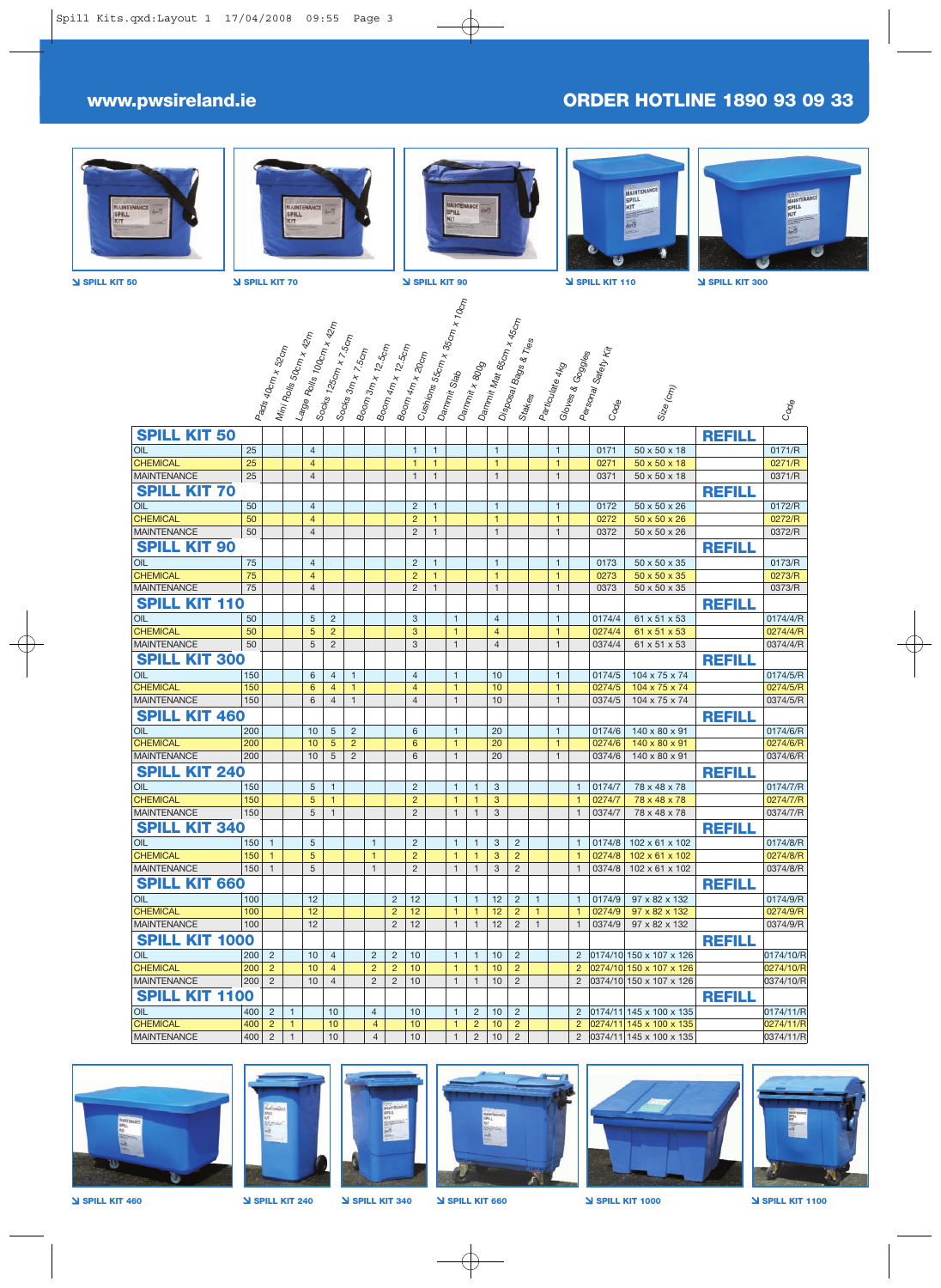SPILL KIT 50 · SPILL KIT 70 · SPILL KIT 90 · SPILL KIT 110 · SPILL KIT 300

| | Pads 40cm x 52cm | Mini Rolls 50cm x 42m | Large Rolls 100cm x 42m | Socks 125cm x 7.5cm | Socks 3m x 7.5cm | Boom 3m x 12.5cm | Boom 4m x 12.5cm | Boom 4m x 20cm | Cushions 55cm x 35cm x 10cm | Dammit Slab | Dammit x 800g | Dammit Mat 65cm x 45cm | Disposal Bags & Ties | Stakes | Particulate 4kg | Gloves & Goggles | Personal Safety Kit | Code | Size (cm) | | Code |
|---|---|---|---|---|---|---|---|---|---|---|---|---|---|---|---|---|---|---|---|---|---|
| **SPILL KIT 50** | | | | | | | | | | | | | | | | | | | | **REFILL** | |
| OIL | 25 | | | 4 | | | | | 1 | 1 | | | 1 | | | 1 | | 0171 | 50 x 50 x 18 | | 0171/R |
| CHEMICAL | 25 | | | 4 | | | | | 1 | 1 | | | 1 | | | 1 | | 0271 | 50 x 50 x 18 | | 0271/R |
| MAINTENANCE | 25 | | | 4 | | | | | 1 | 1 | | | 1 | | | 1 | | 0371 | 50 x 50 x 18 | | 0371/R |
| **SPILL KIT 70** | | | | | | | | | | | | | | | | | | | | **REFILL** | |
| OIL | 50 | | | 4 | | | | | 2 | 1 | | | 1 | | | 1 | | 0172 | 50 x 50 x 26 | | 0172/R |
| CHEMICAL | 50 | | | 4 | | | | | 2 | 1 | | | 1 | | | 1 | | 0272 | 50 x 50 x 26 | | 0272/R |
| MAINTENANCE | 50 | | | 4 | | | | | 2 | 1 | | | 1 | | | 1 | | 0372 | 50 x 50 x 26 | | 0372/R |
| **SPILL KIT 90** | | | | | | | | | | | | | | | | | | | | **REFILL** | |
| OIL | 75 | | | 4 | | | | | 2 | 1 | | | 1 | | | 1 | | 0173 | 50 x 50 x 35 | | 0173/R |
| CHEMICAL | 75 | | | 4 | | | | | 2 | 1 | | | 1 | | | 1 | | 0273 | 50 x 50 x 35 | | 0273/R |
| MAINTENANCE | 75 | | | 4 | | | | | 2 | 1 | | | 1 | | | 1 | | 0373 | 50 x 50 x 35 | | 0373/R |
| **SPILL KIT 110** | | | | | | | | | | | | | | | | | | | | **REFILL** | |
| OIL | 50 | | | 5 | 2 | | | | 3 | | 1 | | 4 | | | 1 | | 0174/4 | 61 x 51 x 53 | | 0174/4/R |
| CHEMICAL | 50 | | | 5 | 2 | | | | 3 | | 1 | | 4 | | | 1 | | 0274/4 | 61 x 51 x 53 | | 0274/4/R |
| MAINTENANCE | 50 | | | 5 | 2 | | | | 3 | | 1 | | 4 | | | 1 | | 0374/4 | 61 x 51 x 53 | | 0374/4/R |
| **SPILL KIT 300** | | | | | | | | | | | | | | | | | | | | **REFILL** | |
| OIL | 150 | | | 6 | 4 | 1 | | | 4 | | 1 | | 10 | | | 1 | | 0174/5 | 104 x 75 x 74 | | 0174/5/R |
| CHEMICAL | 150 | | | 6 | 4 | 1 | | | 4 | | 1 | | 10 | | | 1 | | 0274/5 | 104 x 75 x 74 | | 0274/5/R |
| MAINTENANCE | 150 | | | 6 | 4 | 1 | | | 4 | | 1 | | 10 | | | 1 | | 0374/5 | 104 x 75 x 74 | | 0374/5/R |
| **SPILL KIT 460** | | | | | | | | | | | | | | | | | | | | **REFILL** | |
| OIL | 200 | | | 10 | 5 | 2 | | | 6 | | 1 | | 20 | | | 1 | | 0174/6 | 140 x 80 x 91 | | 0174/6/R |
| CHEMICAL | 200 | | | 10 | 5 | 2 | | | 6 | | 1 | | 20 | | | 1 | | 0274/6 | 140 x 80 x 91 | | 0274/6/R |
| MAINTENANCE | 200 | | | 10 | 5 | 2 | | | 6 | | 1 | | 20 | | | 1 | | 0374/6 | 140 x 80 x 91 | | 0374/6/R |
| **SPILL KIT 240** | | | | | | | | | | | | | | | | | | | | **REFILL** | |
| OIL | 150 | | | 5 | 1 | | | | 2 | | 1 | 1 | 3 | | | | 1 | 0174/7 | 78 x 48 x 78 | | 0174/7/R |
| CHEMICAL | 150 | | | 5 | 1 | | | | 2 | | 1 | 1 | 3 | | | | 1 | 0274/7 | 78 x 48 x 78 | | 0274/7/R |
| MAINTENANCE | 150 | | | 5 | 1 | | | | 2 | | 1 | 1 | 3 | | | | 1 | 0374/7 | 78 x 48 x 78 | | 0374/7/R |
| **SPILL KIT 340** | | | | | | | | | | | | | | | | | | | | **REFILL** | |
| OIL | 150 | 1 | | 5 | | | 1 | | 2 | | 1 | 1 | 3 | 2 | | | 1 | 0174/8 | 102 x 61 x 102 | | 0174/8/R |
| CHEMICAL | 150 | 1 | | 5 | | | 1 | | 2 | | 1 | 1 | 3 | 2 | | | 1 | 0274/8 | 102 x 61 x 102 | | 0274/8/R |
| MAINTENANCE | 150 | 1 | | 5 | | | 1 | | 2 | | 1 | 1 | 3 | 2 | | | 1 | 0374/8 | 102 x 61 x 102 | | 0374/8/R |
| **SPILL KIT 660** | | | | | | | | | | | | | | | | | | | | **REFILL** | |
| OIL | 100 | | | 12 | | | | 2 | 12 | | 1 | 1 | 12 | 2 | 1 | | 1 | 0174/9 | 97 x 82 x 132 | | 0174/9/R |
| CHEMICAL | 100 | | | 12 | | | | 2 | 12 | | 1 | 1 | 12 | 2 | 1 | | 1 | 0274/9 | 97 x 82 x 132 | | 0274/9/R |
| MAINTENANCE | 100 | | | 12 | | | | 2 | 12 | | 1 | 1 | 12 | 2 | 1 | | 1 | 0374/9 | 97 x 82 x 132 | | 0374/9/R |
| **SPILL KIT 1000** | | | | | | | | | | | | | | | | | | | | **REFILL** | |
| OIL | 200 | 2 | | 10 | 4 | | 2 | 2 | 10 | | 1 | 1 | 10 | 2 | | | 2 | 0174/10 | 150 x 107 x 126 | | 0174/10/R |
| CHEMICAL | 200 | 2 | | 10 | 4 | | 2 | 2 | 10 | | 1 | 1 | 10 | 2 | | | 2 | 0274/10 | 150 x 107 x 126 | | 0274/10/R |
| MAINTENANCE | 200 | 2 | | 10 | 4 | | 2 | 2 | 10 | | 1 | 1 | 10 | 2 | | | 2 | 0374/10 | 150 x 107 x 126 | | 0374/10/R |
| **SPILL KIT 1100** | | | | | | | | | | | | | | | | | | | | **REFILL** | |
| OIL | 400 | 2 | 1 | | 10 | | 4 | | 10 | | 1 | 2 | 10 | 2 | | | 2 | 0174/11 | 145 x 100 x 135 | | 0174/11/R |
| CHEMICAL | 400 | 2 | 1 | | 10 | | 4 | | 10 | | 1 | 2 | 10 | 2 | | | 2 | 0274/11 | 145 x 100 x 135 | | 0274/11/R |
| MAINTENANCE | 400 | 2 | 1 | | 10 | | 4 | | 10 | | 1 | 2 | 10 | 2 | | | 2 | 0374/11 | 145 x 100 x 135 | | 0374/11/R |

SPILL KIT 460 · SPILL KIT 240 · SPILL KIT 340 · SPILL KIT 660 · SPILL KIT 1000 · SPILL KIT 1100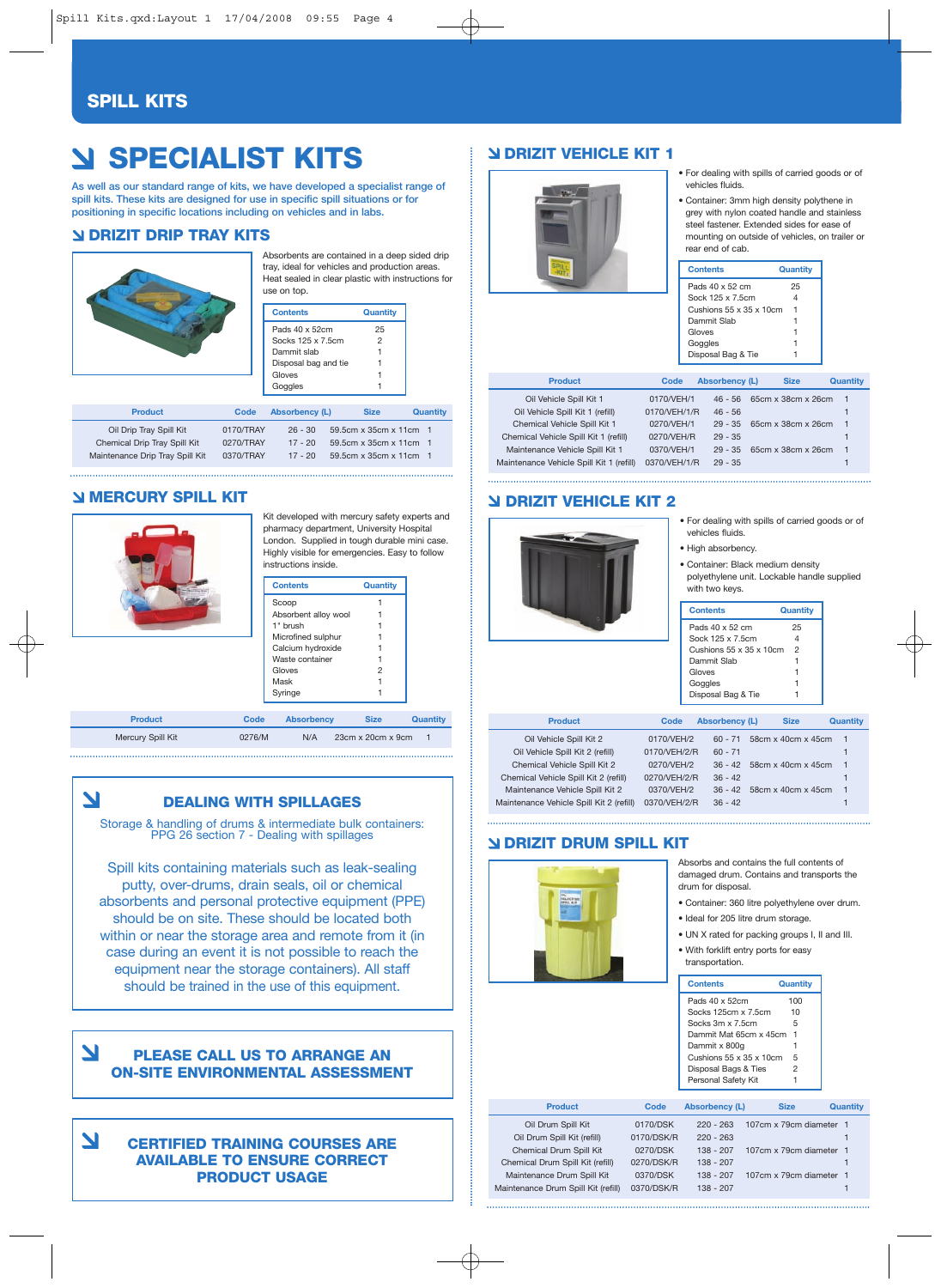# SPILL KITS

## SPECIALIST KITS

As well as our standard range of kits, we have developed a specialist range of spill kits. These kits are designed for use in specific spill situations or for positioning in specific locations including on vehicles and in labs.

### DRIZIT DRIP TRAY KITS

Absorbents are contained in a deep sided drip tray, ideal for vehicles and production areas. Heat sealed in clear plastic with instructions for use on top.

| Contents | Quantity |
|---|---|
| Pads 40 x 52cm | 25 |
| Socks 125 x 7.5cm | 2 |
| Dammit slab | 1 |
| Disposal bag and tie | 1 |
| Gloves | 1 |
| Goggles | 1 |

| Product | Code | Absorbency (L) | Size | Quantity |
|---|---|---|---|---|
| Oil Drip Tray Spill Kit | 0170/TRAY | 26 - 30 | 59.5cm x 35cm x 11cm | 1 |
| Chemical Drip Tray Spill Kit | 0270/TRAY | 17 - 20 | 59.5cm x 35cm x 11cm | 1 |
| Maintenance Drip Tray Spill Kit | 0370/TRAY | 17 - 20 | 59.5cm x 35cm x 11cm | 1 |

### MERCURY SPILL KIT

Kit developed with mercury safety experts and pharmacy department, University Hospital London. Supplied in tough durable mini case. Highly visible for emergencies. Easy to follow instructions inside.

| Contents | Quantity |
|---|---|
| Scoop | 1 |
| Absorbent alloy wool | 1 |
| 1" brush | 1 |
| Microfined sulphur | 1 |
| Calcium hydroxide | 1 |
| Waste container | 1 |
| Gloves | 2 |
| Mask | 1 |
| Syringe | 1 |

| Product | Code | Absorbency | Size | Quantity |
|---|---|---|---|---|
| Mercury Spill Kit | 0276/M | N/A | 23cm x 20cm x 9cm | 1 |

### DEALING WITH SPILLAGES

Storage & handling of drums & intermediate bulk containers: PPG 26 section 7 - Dealing with spillages

Spill kits containing materials such as leak-sealing putty, over-drums, drain seals, oil or chemical absorbents and personal protective equipment (PPE) should be on site. These should be located both within or near the storage area and remote from it (in case during an event it is not possible to reach the equipment near the storage containers). All staff should be trained in the use of this equipment.

**PLEASE CALL US TO ARRANGE AN ON-SITE ENVIRONMENTAL ASSESSMENT**

**CERTIFIED TRAINING COURSES ARE AVAILABLE TO ENSURE CORRECT PRODUCT USAGE**

### DRIZIT VEHICLE KIT 1

- For dealing with spills of carried goods or of vehicles fluids.
- Container: 3mm high density polythene in grey with nylon coated handle and stainless steel fastener. Extended sides for ease of mounting on outside of vehicles, on trailer or rear end of cab.

| Contents | Quantity |
|---|---|
| Pads 40 x 52 cm | 25 |
| Sock 125 x 7.5cm | 4 |
| Cushions 55 x 35 x 10cm | 1 |
| Dammit Slab | 1 |
| Gloves | 1 |
| Goggles | 1 |
| Disposal Bag & Tie | 1 |

| Product | Code | Absorbency (L) | Size | Quantity |
|---|---|---|---|---|
| Oil Vehicle Spill Kit 1 | 0170/VEH/1 | 46 - 56 | 65cm x 38cm x 26cm | 1 |
| Oil Vehicle Spill Kit 1 (refill) | 0170/VEH/1/R | 46 - 56 | | 1 |
| Chemical Vehicle Spill Kit 1 | 0270/VEH/1 | 29 - 35 | 65cm x 38cm x 26cm | 1 |
| Chemical Vehicle Spill Kit 1 (refill) | 0270/VEH/R | 29 - 35 | | 1 |
| Maintenance Vehicle Spill Kit 1 | 0370/VEH/1 | 29 - 35 | 65cm x 38cm x 26cm | 1 |
| Maintenance Vehicle Spill Kit 1 (refill) | 0370/VEH/1/R | 29 - 35 | | 1 |

### DRIZIT VEHICLE KIT 2

- For dealing with spills of carried goods or of vehicles fluids.
- High absorbency.
- Container: Black medium density polyethylene unit. Lockable handle supplied with two keys.

| Contents | Quantity |
|---|---|
| Pads 40 x 52 cm | 25 |
| Sock 125 x 7.5cm | 4 |
| Cushions 55 x 35 x 10cm | 2 |
| Dammit Slab | 1 |
| Gloves | 1 |
| Goggles | 1 |
| Disposal Bag & Tie | 1 |

| Product | Code | Absorbency (L) | Size | Quantity |
|---|---|---|---|---|
| Oil Vehicle Spill Kit 2 | 0170/VEH/2 | 60 - 71 | 58cm x 40cm x 45cm | 1 |
| Oil Vehicle Spill Kit 2 (refill) | 0170/VEH/2/R | 60 - 71 | | 1 |
| Chemical Vehicle Spill Kit 2 | 0270/VEH/2 | 36 - 42 | 58cm x 40cm x 45cm | 1 |
| Chemical Vehicle Spill Kit 2 (refill) | 0270/VEH/2/R | 36 - 42 | | 1 |
| Maintenance Vehicle Spill Kit 2 | 0370/VEH/2 | 36 - 42 | 58cm x 40cm x 45cm | 1 |
| Maintenance Vehicle Spill Kit 2 (refill) | 0370/VEH/2/R | 36 - 42 | | 1 |

### DRIZIT DRUM SPILL KIT

Absorbs and contains the full contents of damaged drum. Contains and transports the drum for disposal.

- Container: 360 litre polyethylene over drum.
- Ideal for 205 litre drum storage.
- UN X rated for packing groups I, II and III.
- With forklift entry ports for easy transportation.

| Contents | Quantity |
|---|---|
| Pads 40 x 52cm | 100 |
| Socks 125cm x 7.5cm | 10 |
| Socks 3m x 7.5cm | 5 |
| Dammit Mat 65cm x 45cm | 1 |
| Dammit x 800g | 1 |
| Cushions 55 x 35 x 10cm | 5 |
| Disposal Bags & Ties | 2 |
| Personal Safety Kit | 1 |

| Product | Code | Absorbency (L) | Size | Quantity |
|---|---|---|---|---|
| Oil Drum Spill Kit | 0170/DSK | 220 - 263 | 107cm x 79cm diameter | 1 |
| Oil Drum Spill Kit (refill) | 0170/DSK/R | 220 - 263 | | 1 |
| Chemical Drum Spill Kit | 0270/DSK | 138 - 207 | 107cm x 79cm diameter | 1 |
| Chemical Drum Spill Kit (refill) | 0270/DSK/R | 138 - 207 | | 1 |
| Maintenance Drum Spill Kit | 0370/DSK | 138 - 207 | 107cm x 79cm diameter | 1 |
| Maintenance Drum Spill Kit (refill) | 0370/DSK/R | 138 - 207 | | 1 |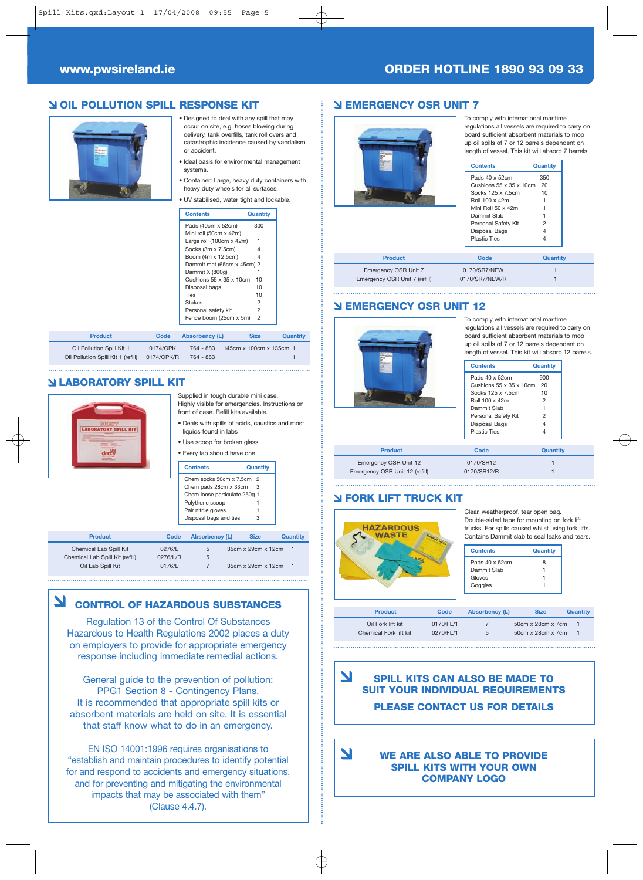## OIL POLLUTION SPILL RESPONSE KIT

- Designed to deal with any spill that may occur on site, e.g. hoses blowing during delivery, tank overfills, tank roll overs and catastrophic incidence caused by vandalism or accident.
- Ideal basis for environmental management systems.
- Container: Large, heavy duty containers with heavy duty wheels for all surfaces.
- UV stabilised, water tight and lockable.

| Contents | Quantity |
|---|---|
| Pads (40cm x 52cm) | 300 |
| Mini roll (50cm x 42m) | 1 |
| Large roll (100cm x 42m) | 1 |
| Socks (3m x 7.5cm) | 4 |
| Boom (4m x 12.5cm) | 4 |
| Dammit mat (65cm x 45cm) | 2 |
| Dammit X (800g) | 1 |
| Cushions 55 x 35 x 10cm | 10 |
| Disposal bags | 10 |
| Ties | 10 |
| Stakes | 2 |
| Personal safety kit | 2 |
| Fence boom (25cm x 5m) | 2 |

| Product | Code | Absorbency (L) | Size | Quantity |
|---|---|---|---|---|
| Oil Pollution Spill Kit 1 | 0174/OPK | 764 - 883 | 145cm x 100cm x 135cm | 1 |
| Oil Pollution Spill Kit 1 (refill) | 0174/OPK/R | 764 - 883 | | 1 |

## LABORATORY SPILL KIT

Supplied in tough durable mini case. Highly visible for emergencies. Instructions on front of case. Refill kits available.

- Deals with spills of acids, caustics and most liquids found in labs
- Use scoop for broken glass
- Every lab should have one

| Contents | Quantity |
|---|---|
| Chem socks 50cm x 7.5cm | 2 |
| Chem pads 28cm x 33cm | 3 |
| Chem loose particulate 250g | 1 |
| Polythene scoop | 1 |
| Pair nitrile gloves | 1 |
| Disposal bags and ties | 3 |

| Product | Code | Absorbency (L) | Size | Quantity |
|---|---|---|---|---|
| Chemical Lab Spill Kit | 0276/L | 5 | 35cm x 29cm x 12cm | 1 |
| Chemical Lab Spill Kit (refill) | 0276/L/R | 5 | | 1 |
| Oil Lab Spill Kit | 0176/L | 7 | 35cm x 29cm x 12cm | 1 |

## CONTROL OF HAZARDOUS SUBSTANCES

Regulation 13 of the Control Of Substances Hazardous to Health Regulations 2002 places a duty on employers to provide for appropriate emergency response including immediate remedial actions.

General guide to the prevention of pollution: PPG1 Section 8 - Contingency Plans. It is recommended that appropriate spill kits or absorbent materials are held on site. It is essential that staff know what to do in an emergency.

EN ISO 14001:1996 requires organisations to "establish and maintain procedures to identify potential for and respond to accidents and emergency situations, and for preventing and mitigating the environmental impacts that may be associated with them" (Clause 4.4.7).

## EMERGENCY OSR UNIT 7

To comply with international maritime regulations all vessels are required to carry on board sufficient absorbent materials to mop up oil spills of 7 or 12 barrels dependent on length of vessel. This kit will absorb 7 barrels.

| Contents | Quantity |
|---|---|
| Pads 40 x 52cm | 350 |
| Cushions 55 x 35 x 10cm | 20 |
| Socks 125 x 7.5cm | 10 |
| Roll 100 x 42m | 1 |
| Mini Roll 50 x 42m | 1 |
| Dammit Slab | 1 |
| Personal Safety Kit | 2 |
| Disposal Bags | 4 |
| Plastic Ties | 4 |

| Product | Code | Quantity |
|---|---|---|
| Emergency OSR Unit 7 | 0170/SR7/NEW | 1 |
| Emergency OSR Unit 7 (refill) | 0170/SR7/NEW/R | 1 |

## EMERGENCY OSR UNIT 12

To comply with international maritime regulations all vessels are required to carry on board sufficient absorbent materials to mop up oil spills of 7 or 12 barrels dependent on length of vessel. This kit will absorb 12 barrels.

| Contents | Quantity |
|---|---|
| Pads 40 x 52cm | 900 |
| Cushions 55 x 35 x 10cm | 20 |
| Socks 125 x 7.5cm | 10 |
| Roll 100 x 42m | 2 |
| Dammit Slab | 1 |
| Personal Safety Kit | 2 |
| Disposal Bags | 4 |
| Plastic Ties | 4 |

| Product | Code | Quantity |
|---|---|---|
| Emergency OSR Unit 12 | 0170/SR12 | 1 |
| Emergency OSR Unit 12 (refill) | 0170/SR12/R | 1 |

## FORK LIFT TRUCK KIT

Clear, weatherproof, tear open bag. Double-sided tape for mounting on fork lift trucks. For spills caused whilst using fork lifts. Contains Dammit slab to seal leaks and tears.

| Contents | Quantity |
|---|---|
| Pads 40 x 52cm | 8 |
| Dammit Slab | 1 |
| Gloves | 1 |
| Goggles | 1 |

| Product | Code | Absorbency (L) | Size | Quantity |
|---|---|---|---|---|
| Oil Fork lift kit | 0170/FL/1 | 7 | 50cm x 28cm x 7cm | 1 |
| Chemical Fork lift kit | 0270/FL/1 | 5 | 50cm x 28cm x 7cm | 1 |

**SPILL KITS CAN ALSO BE MADE TO SUIT YOUR INDIVIDUAL REQUIREMENTS**

**PLEASE CONTACT US FOR DETAILS**

**WE ARE ALSO ABLE TO PROVIDE SPILL KITS WITH YOUR OWN COMPANY LOGO**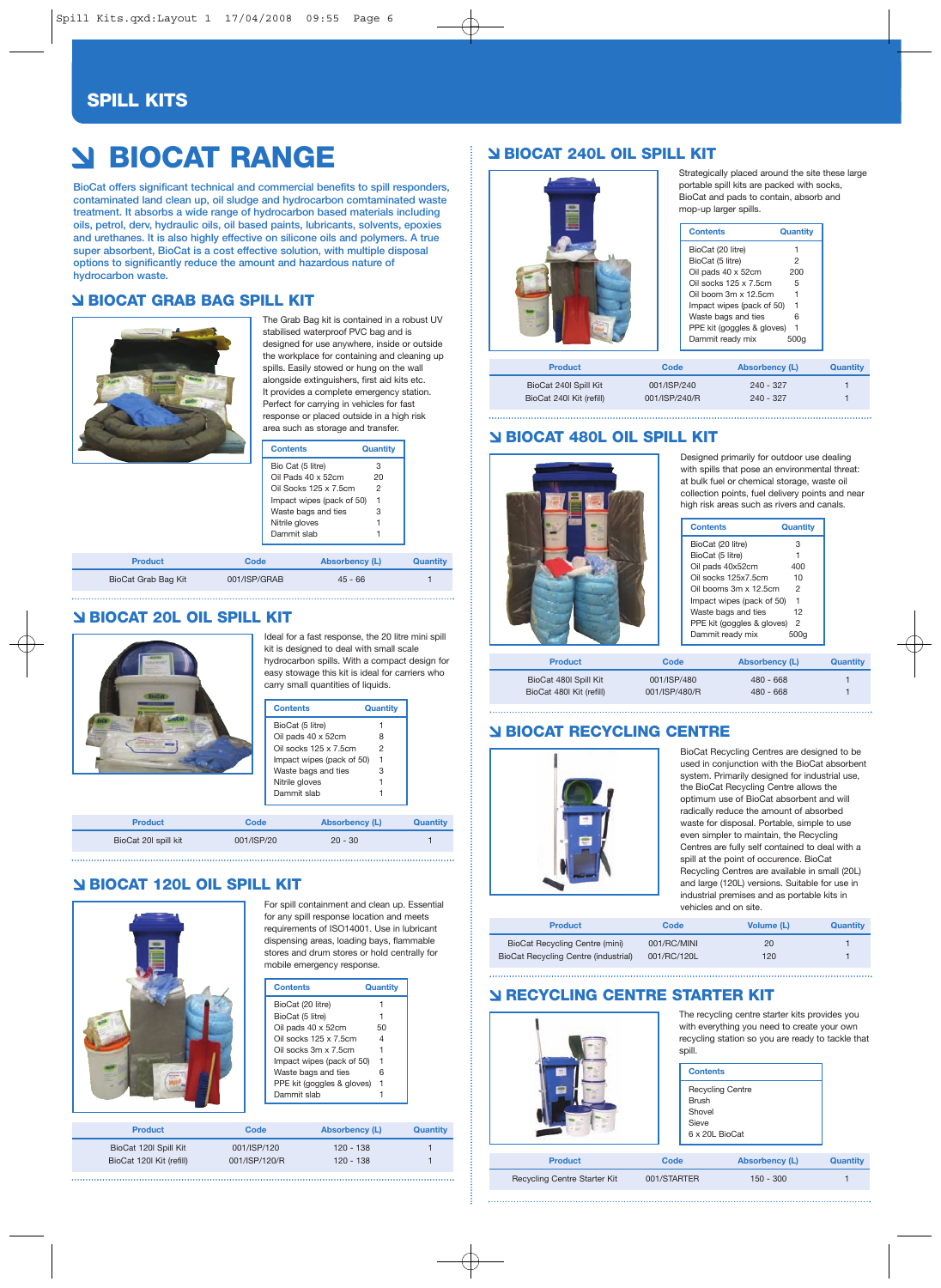## SPILL KITS

# BIOCAT RANGE

BioCat offers significant technical and commercial benefits to spill responders, contaminated land clean up, oil sludge and hydrocarbon comtaminated waste treatment. It absorbs a wide range of hydrocarbon based materials including oils, petrol, derv, hydraulic oils, oil based paints, lubricants, solvents, epoxies and urethanes. It is also highly effective on silicone oils and polymers. A true super absorbent, BioCat is a cost effective solution, with multiple disposal options to significantly reduce the amount and hazardous nature of hydrocarbon waste.

## BIOCAT GRAB BAG SPILL KIT

The Grab Bag kit is contained in a robust UV stabilised waterproof PVC bag and is designed for use anywhere, inside or outside the workplace for containing and cleaning up spills. Easily stowed or hung on the wall alongside extinguishers, first aid kits etc. It provides a complete emergency station. Perfect for carrying in vehicles for fast response or placed outside in a high risk area such as storage and transfer.

| Contents | Quantity |
|---|---|
| Bio Cat (5 litre) | 3 |
| Oil Pads 40 x 52cm | 20 |
| Oil Socks 125 x 7.5cm | 2 |
| Impact wipes (pack of 50) | 1 |
| Waste bags and ties | 3 |
| Nitrile gloves | 1 |
| Dammit slab | 1 |

| Product | Code | Absorbency (L) | Quantity |
|---|---|---|---|
| BioCat Grab Bag Kit | 001/ISP/GRAB | 45 - 66 | 1 |

## BIOCAT 20L OIL SPILL KIT

Ideal for a fast response, the 20 litre mini spill kit is designed to deal with small scale hydrocarbon spills. With a compact design for easy stowage this kit is ideal for carriers who carry small quantities of liquids.

| Contents | Quantity |
|---|---|
| BioCat (5 litre) | 1 |
| Oil pads 40 x 52cm | 8 |
| Oil socks 125 x 7.5cm | 2 |
| Impact wipes (pack of 50) | 1 |
| Waste bags and ties | 3 |
| Nitrile gloves | 1 |
| Dammit slab | 1 |

| Product | Code | Absorbency (L) | Quantity |
|---|---|---|---|
| BioCat 20l spill kit | 001/ISP/20 | 20 - 30 | 1 |

## BIOCAT 120L OIL SPILL KIT

For spill containment and clean up. Essential for any spill response location and meets requirements of ISO14001. Use in lubricant dispensing areas, loading bays, flammable stores and drum stores or hold centrally for mobile emergency response.

| Contents | Quantity |
|---|---|
| BioCat (20 litre) | 1 |
| BioCat (5 litre) | 1 |
| Oil pads 40 x 52cm | 50 |
| Oil socks 125 x 7.5cm | 4 |
| Oil socks 3m x 7.5cm | 1 |
| Impact wipes (pack of 50) | 1 |
| Waste bags and ties | 6 |
| PPE kit (goggles & gloves) | 1 |
| Dammit slab | 1 |

| Product | Code | Absorbency (L) | Quantity |
|---|---|---|---|
| BioCat 120l Spill Kit | 001/ISP/120 | 120 - 138 | 1 |
| BioCat 120l Kit (refill) | 001/ISP/120/R | 120 - 138 | 1 |

## BIOCAT 240L OIL SPILL KIT

Strategically placed around the site these large portable spill kits are packed with socks, BioCat and pads to contain, absorb and mop-up larger spills.

| Contents | Quantity |
|---|---|
| BioCat (20 litre) | 1 |
| BioCat (5 litre) | 2 |
| Oil pads 40 x 52cm | 200 |
| Oil socks 125 x 7.5cm | 5 |
| Oil boom 3m x 12.5cm | 1 |
| Impact wipes (pack of 50) | 1 |
| Waste bags and ties | 6 |
| PPE kit (goggles & gloves) | 1 |
| Dammit ready mix | 500g |

| Product | Code | Absorbency (L) | Quantity |
|---|---|---|---|
| BioCat 240l Spill Kit | 001/ISP/240 | 240 - 327 | 1 |
| BioCat 240l Kit (refill) | 001/ISP/240/R | 240 - 327 | 1 |

## BIOCAT 480L OIL SPILL KIT

Designed primarily for outdoor use dealing with spills that pose an environmental threat: at bulk fuel or chemical storage, waste oil collection points, fuel delivery points and near high risk areas such as rivers and canals.

| Contents | Quantity |
|---|---|
| BioCat (20 litre) | 3 |
| BioCat (5 litre) | 1 |
| Oil pads 40x52cm | 400 |
| Oil socks 125x7.5cm | 10 |
| Oil booms 3m x 12.5cm | 2 |
| Impact wipes (pack of 50) | 1 |
| Waste bags and ties | 12 |
| PPE kit (goggles & gloves) | 2 |
| Dammit ready mix | 500g |

| Product | Code | Absorbency (L) | Quantity |
|---|---|---|---|
| BioCat 480l Spill Kit | 001/ISP/480 | 480 - 668 | 1 |
| BioCat 480l Kit (refill) | 001/ISP/480/R | 480 - 668 | 1 |

## BIOCAT RECYCLING CENTRE

BioCat Recycling Centres are designed to be used in conjunction with the BioCat absorbent system. Primarily designed for industrial use, the BioCat Recycling Centre allows the optimum use of BioCat absorbent and will radically reduce the amount of absorbed waste for disposal. Portable, simple to use even simpler to maintain, the Recycling Centres are fully self contained to deal with a spill at the point of occurence. BioCat Recycling Centres are available in small (20L) and large (120L) versions. Suitable for use in industrial premises and as portable kits in vehicles and on site.

| Product | Code | Volume (L) | Quantity |
|---|---|---|---|
| BioCat Recycling Centre (mini) | 001/RC/MINI | 20 | 1 |
| BioCat Recycling Centre (industrial) | 001/RC/120L | 120 | 1 |

## RECYCLING CENTRE STARTER KIT

The recycling centre starter kits provides you with everything you need to create your own recycling station so you are ready to tackle that spill.

| Contents |
|---|
| Recycling Centre |
| Brush |
| Shovel |
| Sieve |
| 6 x 20L BioCat |

| Product | Code | Absorbency (L) | Quantity |
|---|---|---|---|
| Recycling Centre Starter Kit | 001/STARTER | 150 - 300 | 1 |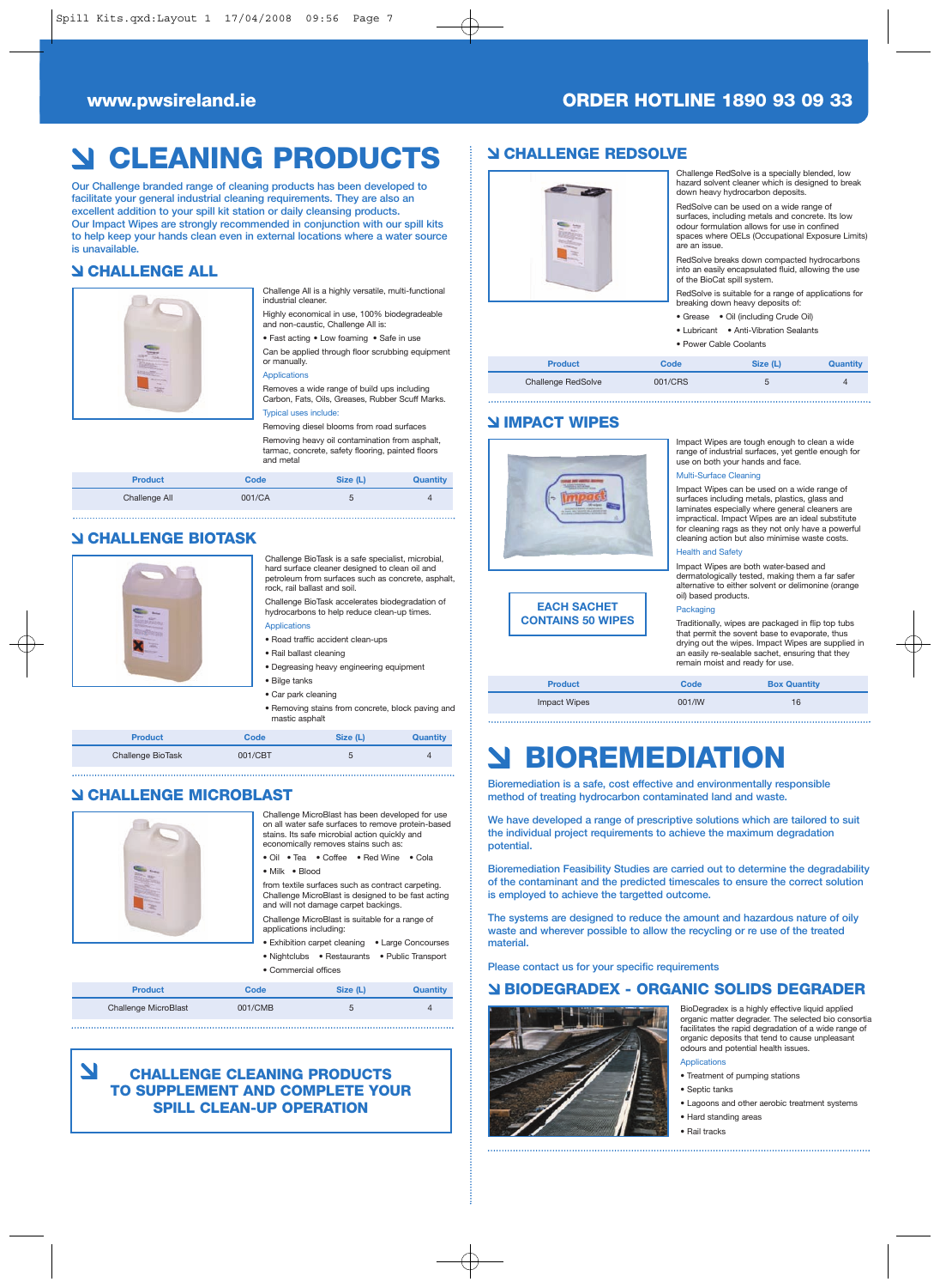www.pwsireland.ie

ORDER HOTLINE 1890 93 09 33

# CLEANING PRODUCTS

Our Challenge branded range of cleaning products has been developed to facilitate your general industrial cleaning requirements. They are also an excellent addition to your spill kit station or daily cleansing products. Our Impact Wipes are strongly recommended in conjunction with our spill kits to help keep your hands clean even in external locations where a water source is unavailable.

## CHALLENGE ALL

Challenge All is a highly versatile, multi-functional industrial cleaner.

Highly economical in use, 100% biodegradeable and non-caustic, Challenge All is:

- Fast acting • Low foaming • Safe in use

Can be applied through floor scrubbing equipment or manually.

Applications

Removes a wide range of build ups including Carbon, Fats, Oils, Greases, Rubber Scuff Marks.

Typical uses include:

Removing diesel blooms from road surfaces

Removing heavy oil contamination from asphalt, tarmac, concrete, safety flooring, painted floors and metal

| Product | Code | Size (L) | Quantity |
|---|---|---|---|
| Challenge All | 001/CA | 5 | 4 |

## CHALLENGE BIOTASK

Challenge BioTask is a safe specialist, microbial, hard surface cleaner designed to clean oil and petroleum from surfaces such as concrete, asphalt, rock, rail ballast and soil.

Challenge BioTask accelerates biodegradation of hydrocarbons to help reduce clean-up times.

Applications

- Road traffic accident clean-ups
- Rail ballast cleaning
- Degreasing heavy engineering equipment
- Bilge tanks
- Car park cleaning
- Removing stains from concrete, block paving and mastic asphalt

| Product | Code | Size (L) | Quantity |
|---|---|---|---|
| Challenge BioTask | 001/CBT | 5 | 4 |

## CHALLENGE MICROBLAST

Challenge MicroBlast has been developed for use on all water safe surfaces to remove protein-based stains. Its safe microbial action quickly and economically removes stains such as:

- Oil • Tea • Coffee • Red Wine • Cola
- Milk • Blood

from textile surfaces such as contract carpeting. Challenge MicroBlast is designed to be fast acting and will not damage carpet backings.

Challenge MicroBlast is suitable for a range of applications including:

- Exhibition carpet cleaning • Large Concourses
- Nightclubs • Restaurants • Public Transport
- Commercial offices

| Product | Code | Size (L) | Quantity |
|---|---|---|---|
| Challenge MicroBlast | 001/CMB | 5 | 4 |

**CHALLENGE CLEANING PRODUCTS TO SUPPLEMENT AND COMPLETE YOUR SPILL CLEAN-UP OPERATION**

## CHALLENGE REDSOLVE

Challenge RedSolve is a specially blended, low hazard solvent cleaner which is designed to break down heavy hydrocarbon deposits.

RedSolve can be used on a wide range of surfaces, including metals and concrete. Its low odour formulation allows for use in confined spaces where OELs (Occupational Exposure Limits) are an issue.

RedSolve breaks down compacted hydrocarbons into an easily encapsulated fluid, allowing the use of the BioCat spill system.

RedSolve is suitable for a range of applications for breaking down heavy deposits of:

- Grease • Oil (including Crude Oil)
- Lubricant • Anti-Vibration Sealants
- Power Cable Coolants

| Product | Code | Size (L) | Quantity |
|---|---|---|---|
| Challenge RedSolve | 001/CRS | 5 | 4 |

## IMPACT WIPES

Impact Wipes are tough enough to clean a wide range of industrial surfaces, yet gentle enough for use on both your hands and face.

Multi-Surface Cleaning

Impact Wipes can be used on a wide range of surfaces including metals, plastics, glass and laminates especially where general cleaners are impractical. Impact Wipes are an ideal substitute for cleaning rags as they not only have a powerful cleaning action but also minimise waste costs.

Health and Safety

Impact Wipes are both water-based and dermatologically tested, making them a far safer alternative to either solvent or delimonine (orange oil) based products.

Packaging

Traditionally, wipes are packaged in flip top tubs that permit the sovent base to evaporate, thus drying out the wipes. Impact Wipes are supplied in an easily re-sealable sachet, ensuring that they remain moist and ready for use.

**EACH SACHET CONTAINS 50 WIPES**

| Product | Code | Box Quantity |
|---|---|---|
| Impact Wipes | 001/IW | 16 |

# BIOREMEDIATION

Bioremediation is a safe, cost effective and environmentally responsible method of treating hydrocarbon contaminated land and waste.

We have developed a range of prescriptive solutions which are tailored to suit the individual project requirements to achieve the maximum degradation potential.

Bioremediation Feasibility Studies are carried out to determine the degradability of the contaminant and the predicted timescales to ensure the correct solution is employed to achieve the targetted outcome.

The systems are designed to reduce the amount and hazardous nature of oily waste and wherever possible to allow the recycling or re use of the treated material.

Please contact us for your specific requirements

## BIODEGRADEX - ORGANIC SOLIDS DEGRADER

BioDegradex is a highly effective liquid applied organic matter degrader. The selected bio consortia facilitates the rapid degradation of a wide range of organic deposits that tend to cause unpleasant odours and potential health issues.

Applications

- Treatment of pumping stations
- Septic tanks
- Lagoons and other aerobic treatment systems
- Hard standing areas
- Rail tracks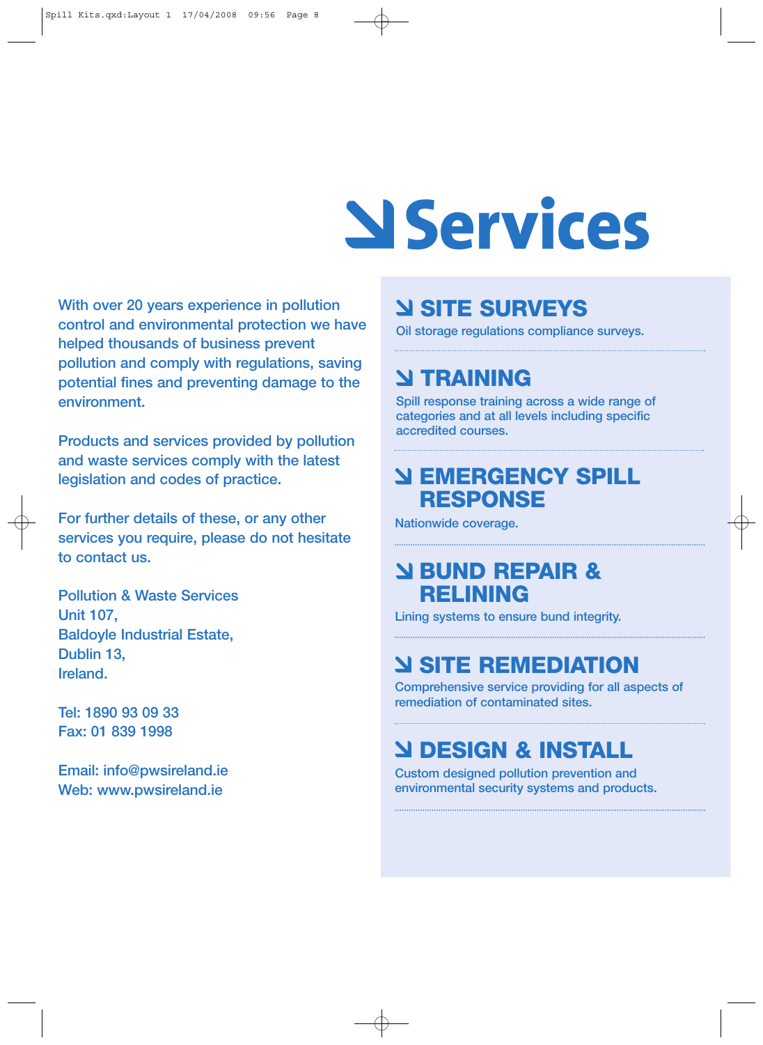# Services

With over 20 years experience in pollution control and environmental protection we have helped thousands of business prevent pollution and comply with regulations, saving potential fines and preventing damage to the environment.

Products and services provided by pollution and waste services comply with the latest legislation and codes of practice.

For further details of these, or any other services you require, please do not hesitate to contact us.

Pollution & Waste Services
Unit 107,
Baldoyle Industrial Estate,
Dublin 13,
Ireland.

Tel: 1890 93 09 33
Fax: 01 839 1998

Email: info@pwsireland.ie
Web: www.pwsireland.ie

## SITE SURVEYS

Oil storage regulations compliance surveys.

## TRAINING

Spill response training across a wide range of categories and at all levels including specific accredited courses.

## EMERGENCY SPILL RESPONSE

Nationwide coverage.

## BUND REPAIR & RELINING

Lining systems to ensure bund integrity.

## SITE REMEDIATION

Comprehensive service providing for all aspects of remediation of contaminated sites.

## DESIGN & INSTALL

Custom designed pollution prevention and environmental security systems and products.